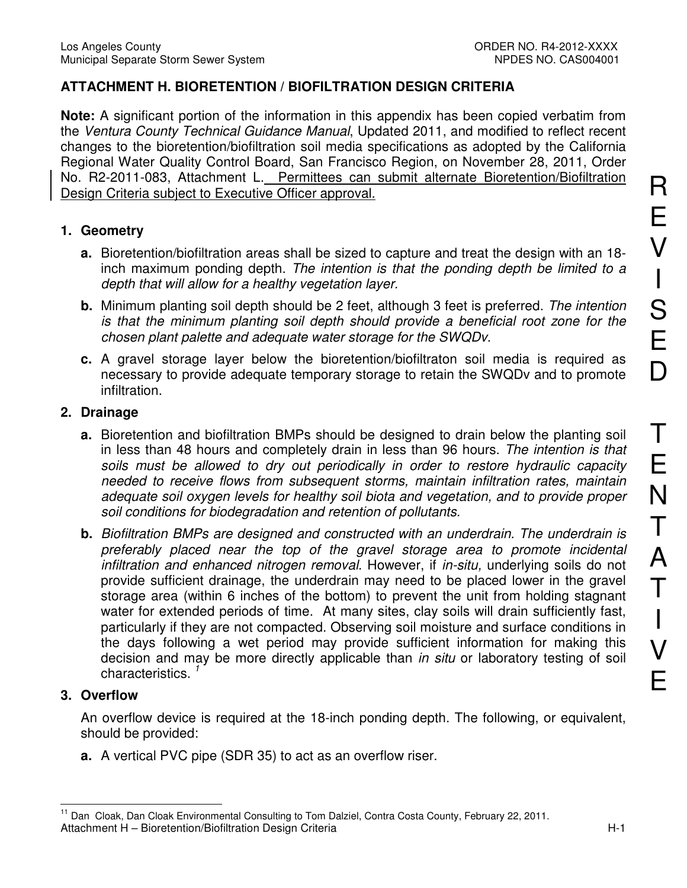## ATTACHMENT H. BIORETENTION / BIOFILTRATION DESIGN CRITERIA

**Note:** A significant portion of the information in this appendix has been copied verbatim from the *Ventura County Technical Guidance Manual*, Updated 2011, and modified to reflect recent changes to the bioretention/biofiltration soil media specifications as adopted by the California Regional Water Quality Control Board, San Francisco Region, on November 28, 2011, Order No. R2-2011-083, Attachment L. Permittees can submit alternate Bioretention/Biofiltration Design Criteria subject to Executive Officer approval.

### 1. Geometry

- **a.** Bioretention/biofiltration areas shall be sized to capture and treat the design with an 18-inch maximum ponding depth. *The intention is that the ponding depth be limited to a depth that will allow for a healthy vegetation layer.*
- **b.** Minimum planting soil depth should be 2 feet, although 3 feet is preferred. *The intention is that the minimum planting soil depth should provide a beneficial root zone for the chosen plant palette and adequate water storage for the SWQDv.*
- **c.** A gravel storage layer below the bioretention/biofiltraton soil media is required as necessary to provide adequate temporary storage to retain the SWQDv and to promote infiltration.

### 2. Drainage

- **a.** Bioretention and biofiltration BMPs should be designed to drain below the planting soil in less than 48 hours and completely drain in less than 96 hours. *The intention is that soils must be allowed to dry out periodically in order to restore hydraulic capacity needed to receive flows from subsequent storms, maintain infiltration rates, maintain adequate soil oxygen levels for healthy soil biota and vegetation, and to provide proper soil conditions for biodegradation and retention of pollutants.*
- **b.** *Biofiltration BMPs are designed and constructed with an underdrain. The underdrain is preferably placed near the top of the gravel storage area to promote incidental infiltration and enhanced nitrogen removal*. However, if *in-situ,* underlying soils do not provide sufficient drainage, the underdrain may need to be placed lower in the gravel storage area (within 6 inches of the bottom) to prevent the unit from holding stagnant water for extended periods of time. At many sites, clay soils will drain sufficiently fast, particularly if they are not compacted. Observing soil moisture and surface conditions in the days following a wet period may provide sufficient information for making this decision and may be more directly applicable than *in situ* or laboratory testing of soil characteristics. [1]

### 3. Overflow

An overflow device is required at the 18-inch ponding depth. The following, or equivalent, should be provided:

- **a.** A vertical PVC pipe (SDR 35) to act as an overflow riser.

[1] Dan Cloak, Dan Cloak Environmental Consulting to Tom Dalziel, Contra Costa County, February 22, 2011.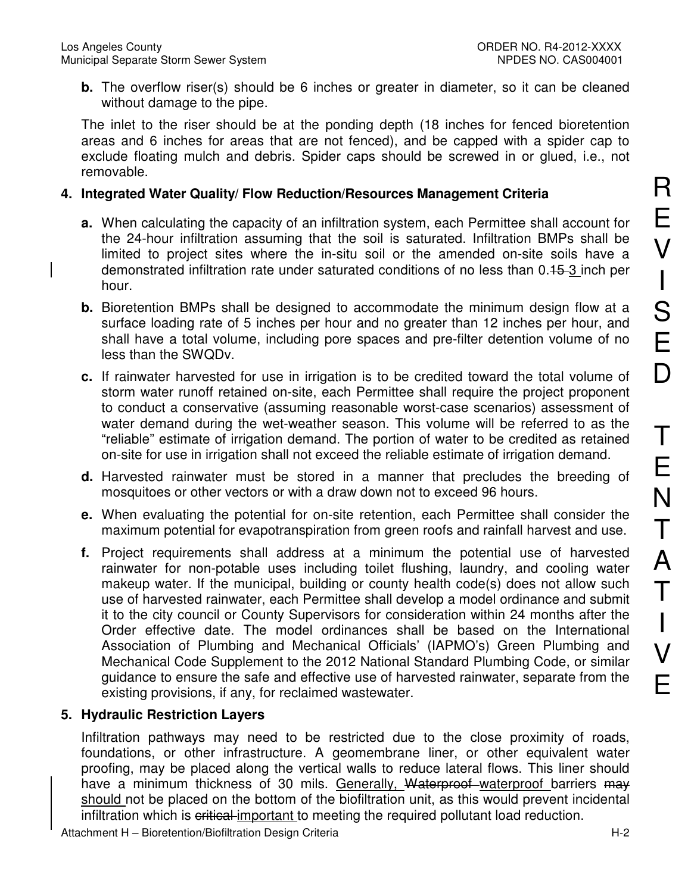**b.** The overflow riser(s) should be 6 inches or greater in diameter, so it can be cleaned without damage to the pipe.

The inlet to the riser should be at the ponding depth (18 inches for fenced bioretention areas and 6 inches for areas that are not fenced), and be capped with a spider cap to exclude floating mulch and debris. Spider caps should be screwed in or glued, i.e., not removable.

**4. Integrated Water Quality/ Flow Reduction/Resources Management Criteria**

**a.** When calculating the capacity of an infiltration system, each Permittee shall account for the 24-hour infiltration assuming that the soil is saturated. Infiltration BMPs shall be limited to project sites where the in-situ soil or the amended on-site soils have a demonstrated infiltration rate under saturated conditions of no less than 0.~~15~~ 3 inch per hour.

**b.** Bioretention BMPs shall be designed to accommodate the minimum design flow at a surface loading rate of 5 inches per hour and no greater than 12 inches per hour, and shall have a total volume, including pore spaces and pre-filter detention volume of no less than the SWQDv.

**c.** If rainwater harvested for use in irrigation is to be credited toward the total volume of storm water runoff retained on-site, each Permittee shall require the project proponent to conduct a conservative (assuming reasonable worst-case scenarios) assessment of water demand during the wet-weather season. This volume will be referred to as the "reliable" estimate of irrigation demand. The portion of water to be credited as retained on-site for use in irrigation shall not exceed the reliable estimate of irrigation demand.

**d.** Harvested rainwater must be stored in a manner that precludes the breeding of mosquitoes or other vectors or with a draw down not to exceed 96 hours.

**e.** When evaluating the potential for on-site retention, each Permittee shall consider the maximum potential for evapotranspiration from green roofs and rainfall harvest and use.

**f.** Project requirements shall address at a minimum the potential use of harvested rainwater for non-potable uses including toilet flushing, laundry, and cooling water makeup water. If the municipal, building or county health code(s) does not allow such use of harvested rainwater, each Permittee shall develop a model ordinance and submit it to the city council or County Supervisors for consideration within 24 months after the Order effective date. The model ordinances shall be based on the International Association of Plumbing and Mechanical Officials' (IAPMO's) Green Plumbing and Mechanical Code Supplement to the 2012 National Standard Plumbing Code, or similar guidance to ensure the safe and effective use of harvested rainwater, separate from the existing provisions, if any, for reclaimed wastewater.

**5. Hydraulic Restriction Layers**

Infiltration pathways may need to be restricted due to the close proximity of roads, foundations, or other infrastructure. A geomembrane liner, or other equivalent water proofing, may be placed along the vertical walls to reduce lateral flows. This liner should have a minimum thickness of 30 mils. Generally, ~~Waterproof~~ waterproof barriers ~~may~~ should not be placed on the bottom of the biofiltration unit, as this would prevent incidental infiltration which is ~~critical~~ important to meeting the required pollutant load reduction.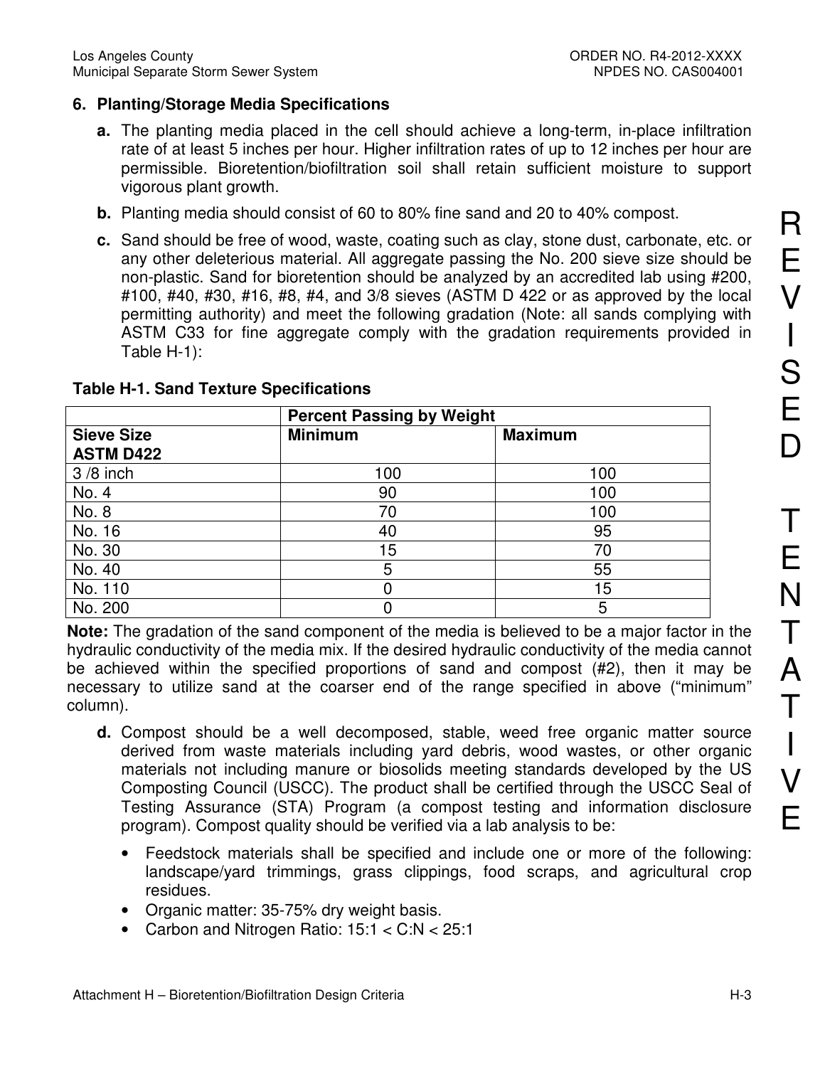## 6. Planting/Storage Media Specifications

**a.** The planting media placed in the cell should achieve a long-term, in-place infiltration rate of at least 5 inches per hour. Higher infiltration rates of up to 12 inches per hour are permissible. Bioretention/biofiltration soil shall retain sufficient moisture to support vigorous plant growth.

**b.** Planting media should consist of 60 to 80% fine sand and 20 to 40% compost.

**c.** Sand should be free of wood, waste, coating such as clay, stone dust, carbonate, etc. or any other deleterious material. All aggregate passing the No. 200 sieve size should be non-plastic. Sand for bioretention should be analyzed by an accredited lab using #200, #100, #40, #30, #16, #8, #4, and 3/8 sieves (ASTM D 422 or as approved by the local permitting authority) and meet the following gradation (Note: all sands complying with ASTM C33 for fine aggregate comply with the gradation requirements provided in Table H-1):

**Table H-1. Sand Texture Specifications**

| | **Percent Passing by Weight** | |
|---|---|---|
| **Sieve Size ASTM D422** | **Minimum** | **Maximum** |
| 3 /8 inch | 100 | 100 |
| No. 4 | 90 | 100 |
| No. 8 | 70 | 100 |
| No. 16 | 40 | 95 |
| No. 30 | 15 | 70 |
| No. 40 | 5 | 55 |
| No. 110 | 0 | 15 |
| No. 200 | 0 | 5 |

**Note:** The gradation of the sand component of the media is believed to be a major factor in the hydraulic conductivity of the media mix. If the desired hydraulic conductivity of the media cannot be achieved within the specified proportions of sand and compost (#2), then it may be necessary to utilize sand at the coarser end of the range specified in above ("minimum" column).

**d.** Compost should be a well decomposed, stable, weed free organic matter source derived from waste materials including yard debris, wood wastes, or other organic materials not including manure or biosolids meeting standards developed by the US Composting Council (USCC). The product shall be certified through the USCC Seal of Testing Assurance (STA) Program (a compost testing and information disclosure program). Compost quality should be verified via a lab analysis to be:

- Feedstock materials shall be specified and include one or more of the following: landscape/yard trimmings, grass clippings, food scraps, and agricultural crop residues.
- Organic matter: 35-75% dry weight basis.
- Carbon and Nitrogen Ratio: 15:1 < C:N < 25:1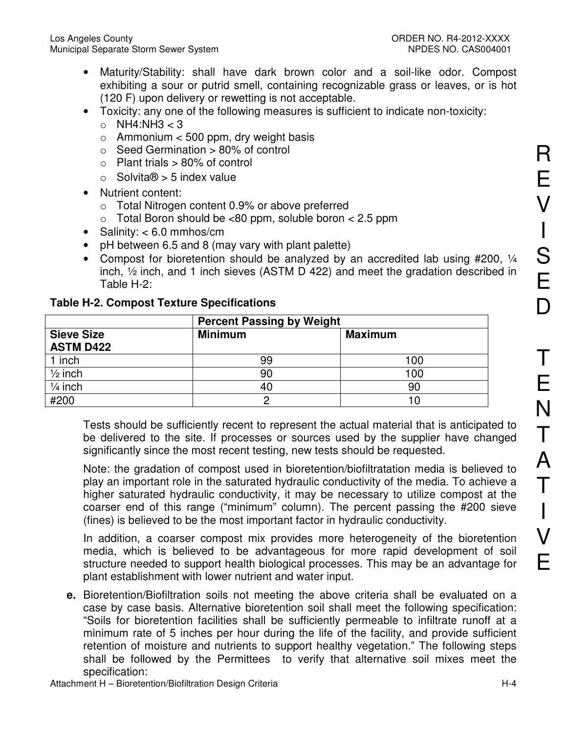- Maturity/Stability: shall have dark brown color and a soil-like odor. Compost exhibiting a sour or putrid smell, containing recognizable grass or leaves, or is hot (120 F) upon delivery or rewetting is not acceptable.
- Toxicity: any one of the following measures is sufficient to indicate non-toxicity:
  - $NH_4:NH_3 < 3$
  - Ammonium < 500 ppm, dry weight basis
  - Seed Germination > 80% of control
  - Plant trials > 80% of control
  - Solvita® > 5 index value
- Nutrient content:
  - Total Nitrogen content 0.9% or above preferred
  - Total Boron should be <80 ppm, soluble boron < 2.5 ppm
- Salinity: < 6.0 mmhos/cm
- pH between 6.5 and 8 (may vary with plant palette)
- Compost for bioretention should be analyzed by an accredited lab using #200, ¼ inch, ½ inch, and 1 inch sieves (ASTM D 422) and meet the gradation described in Table H-2:

**Table H-2. Compost Texture Specifications**

| | **Percent Passing by Weight** | |
|---|---|---|
| **Sieve Size ASTM D422** | **Minimum** | **Maximum** |
| 1 inch | 99 | 100 |
| ½ inch | 90 | 100 |
| ¼ inch | 40 | 90 |
| #200 | 2 | 10 |

Tests should be sufficiently recent to represent the actual material that is anticipated to be delivered to the site. If processes or sources used by the supplier have changed significantly since the most recent testing, new tests should be requested.

Note: the gradation of compost used in bioretention/biofiltratation media is believed to play an important role in the saturated hydraulic conductivity of the media. To achieve a higher saturated hydraulic conductivity, it may be necessary to utilize compost at the coarser end of this range ("minimum" column). The percent passing the #200 sieve (fines) is believed to be the most important factor in hydraulic conductivity.

In addition, a coarser compost mix provides more heterogeneity of the bioretention media, which is believed to be advantageous for more rapid development of soil structure needed to support health biological processes. This may be an advantage for plant establishment with lower nutrient and water input.

**e.** Bioretention/Biofiltration soils not meeting the above criteria shall be evaluated on a case by case basis. Alternative bioretention soil shall meet the following specification: "Soils for bioretention facilities shall be sufficiently permeable to infiltrate runoff at a minimum rate of 5 inches per hour during the life of the facility, and provide sufficient retention of moisture and nutrients to support healthy vegetation." The following steps shall be followed by the Permittees to verify that alternative soil mixes meet the specification: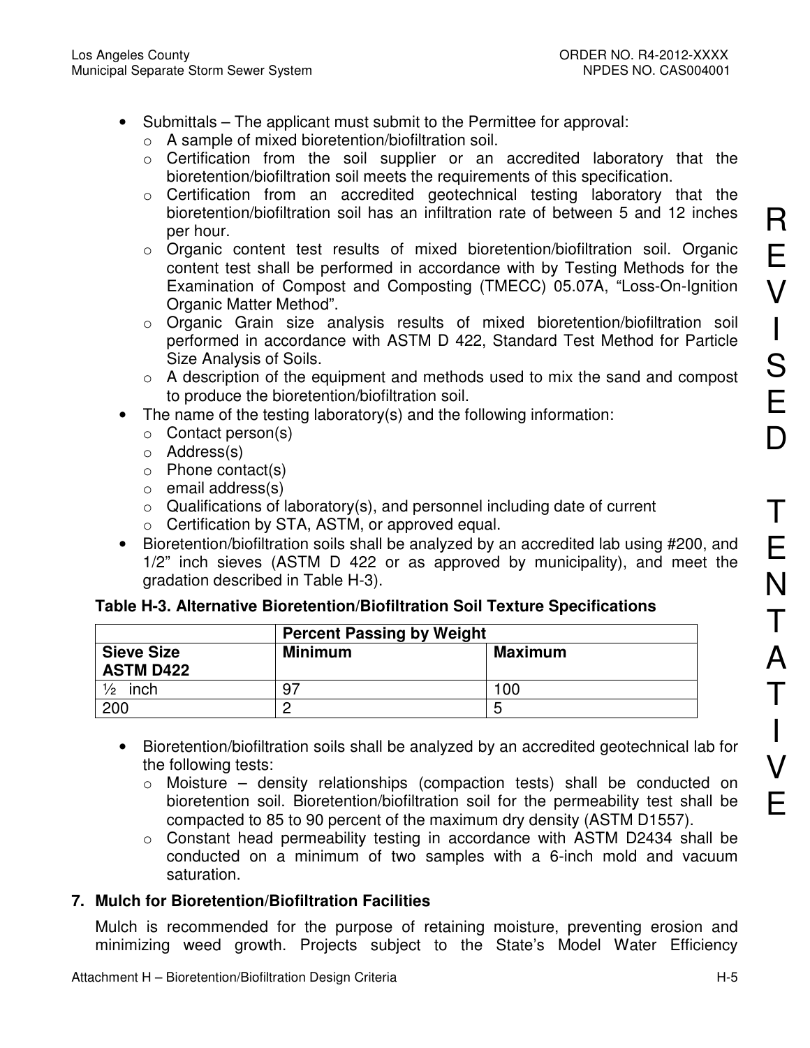- Submittals – The applicant must submit to the Permittee for approval:
  - A sample of mixed bioretention/biofiltration soil.
  - Certification from the soil supplier or an accredited laboratory that the bioretention/biofiltration soil meets the requirements of this specification.
  - Certification from an accredited geotechnical testing laboratory that the bioretention/biofiltration soil has an infiltration rate of between 5 and 12 inches per hour.
  - Organic content test results of mixed bioretention/biofiltration soil. Organic content test shall be performed in accordance with by Testing Methods for the Examination of Compost and Composting (TMECC) 05.07A, "Loss-On-Ignition Organic Matter Method".
  - Organic Grain size analysis results of mixed bioretention/biofiltration soil performed in accordance with ASTM D 422, Standard Test Method for Particle Size Analysis of Soils.
  - A description of the equipment and methods used to mix the sand and compost to produce the bioretention/biofiltration soil.
- The name of the testing laboratory(s) and the following information:
  - Contact person(s)
  - Address(s)
  - Phone contact(s)
  - email address(s)
  - Qualifications of laboratory(s), and personnel including date of current
  - Certification by STA, ASTM, or approved equal.
- Bioretention/biofiltration soils shall be analyzed by an accredited lab using #200, and 1/2" inch sieves (ASTM D 422 or as approved by municipality), and meet the gradation described in Table H-3).

**Table H-3. Alternative Bioretention/Biofiltration Soil Texture Specifications**

| | Percent Passing by Weight | |
|---|---|---|
| **Sieve Size ASTM D422** | **Minimum** | **Maximum** |
| ½ inch | 97 | 100 |
| 200 | 2 | 5 |

- Bioretention/biofiltration soils shall be analyzed by an accredited geotechnical lab for the following tests:
  - Moisture – density relationships (compaction tests) shall be conducted on bioretention soil. Bioretention/biofiltration soil for the permeability test shall be compacted to 85 to 90 percent of the maximum dry density (ASTM D1557).
  - Constant head permeability testing in accordance with ASTM D2434 shall be conducted on a minimum of two samples with a 6-inch mold and vacuum saturation.

## 7. Mulch for Bioretention/Biofiltration Facilities

Mulch is recommended for the purpose of retaining moisture, preventing erosion and minimizing weed growth. Projects subject to the State's Model Water Efficiency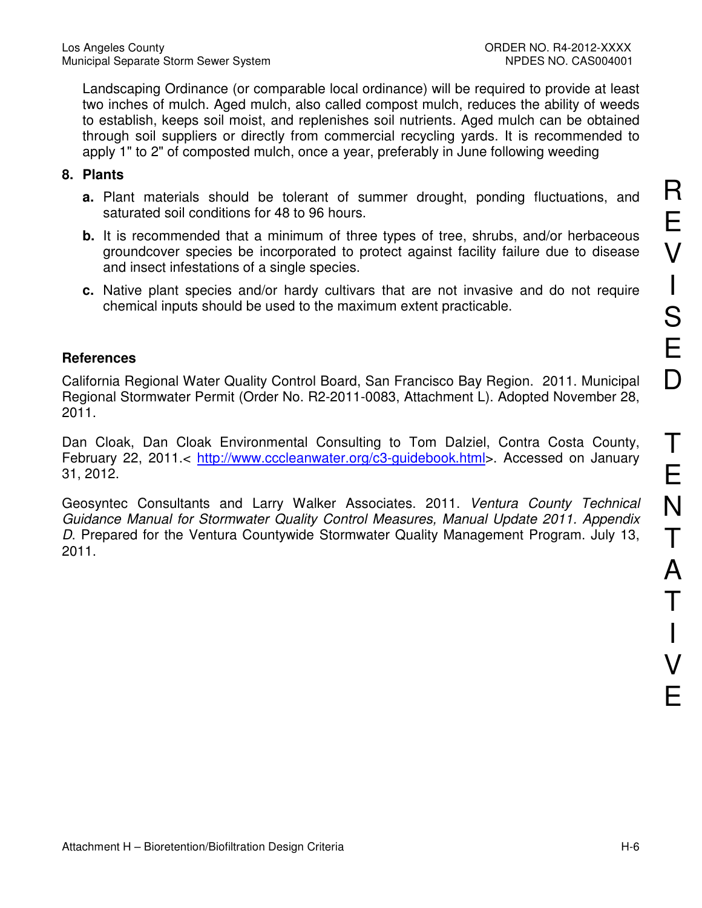Landscaping Ordinance (or comparable local ordinance) will be required to provide at least two inches of mulch. Aged mulch, also called compost mulch, reduces the ability of weeds to establish, keeps soil moist, and replenishes soil nutrients. Aged mulch can be obtained through soil suppliers or directly from commercial recycling yards. It is recommended to apply 1" to 2" of composted mulch, once a year, preferably in June following weeding

**8. Plants**

**a.** Plant materials should be tolerant of summer drought, ponding fluctuations, and saturated soil conditions for 48 to 96 hours.

**b.** It is recommended that a minimum of three types of tree, shrubs, and/or herbaceous groundcover species be incorporated to protect against facility failure due to disease and insect infestations of a single species.

**c.** Native plant species and/or hardy cultivars that are not invasive and do not require chemical inputs should be used to the maximum extent practicable.

**References**

California Regional Water Quality Control Board, San Francisco Bay Region. 2011. Municipal Regional Stormwater Permit (Order No. R2-2011-0083, Attachment L). Adopted November 28, 2011.

Dan Cloak, Dan Cloak Environmental Consulting to Tom Dalziel, Contra Costa County, February 22, 2011.< http://www.cccleanwater.org/c3-guidebook.html>. Accessed on January 31, 2012.

Geosyntec Consultants and Larry Walker Associates. 2011. *Ventura County Technical Guidance Manual for Stormwater Quality Control Measures, Manual Update 2011. Appendix D*. Prepared for the Ventura Countywide Stormwater Quality Management Program. July 13, 2011.

REVISED TENTATIVE